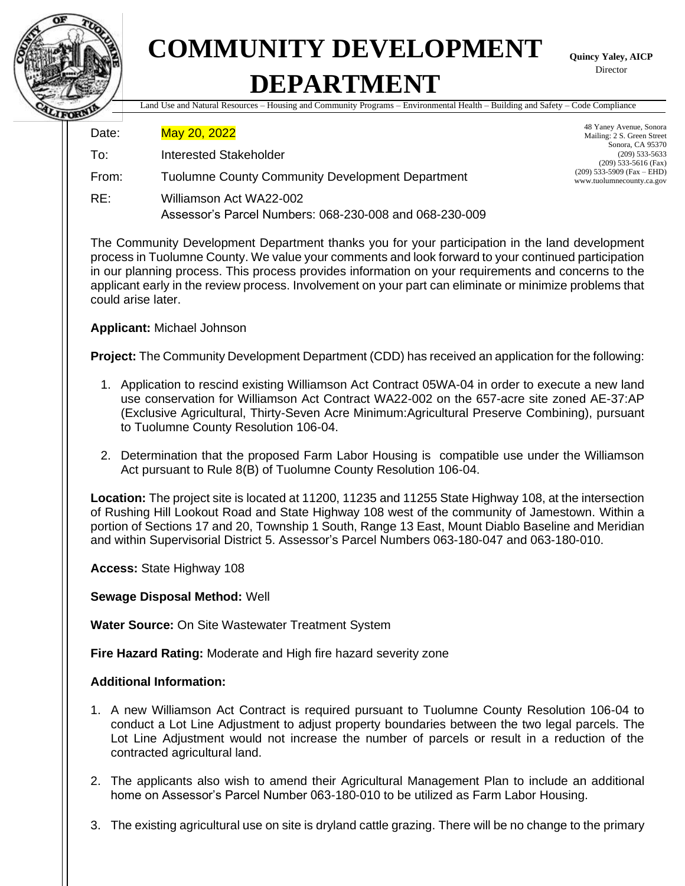# COMMUNITY DEVELOPMENT DEPARTMENT

**Quincy Yaley, AICP**
Director

Land Use and Natural Resources – Housing and Community Programs – Environmental Health – Building and Safety – Code Compliance

48 Yaney Avenue, Sonora
Mailing: 2 S. Green Street
Sonora, CA 95370
(209) 533-5633
(209) 533-5616 (Fax)
(209) 533-5909 (Fax – EHD)
www.tuolumnecounty.ca.gov

Date: May 20, 2022

To: Interested Stakeholder

From: Tuolumne County Community Development Department

RE: Williamson Act WA22-002
Assessor's Parcel Numbers: 068-230-008 and 068-230-009

The Community Development Department thanks you for your participation in the land development process in Tuolumne County. We value your comments and look forward to your continued participation in our planning process. This process provides information on your requirements and concerns to the applicant early in the review process. Involvement on your part can eliminate or minimize problems that could arise later.

**Applicant:** Michael Johnson

**Project:** The Community Development Department (CDD) has received an application for the following:

1. Application to rescind existing Williamson Act Contract 05WA-04 in order to execute a new land use conservation for Williamson Act Contract WA22-002 on the 657-acre site zoned AE-37:AP (Exclusive Agricultural, Thirty-Seven Acre Minimum:Agricultural Preserve Combining), pursuant to Tuolumne County Resolution 106-04.
2. Determination that the proposed Farm Labor Housing is compatible use under the Williamson Act pursuant to Rule 8(B) of Tuolumne County Resolution 106-04.

**Location:** The project site is located at 11200, 11235 and 11255 State Highway 108, at the intersection of Rushing Hill Lookout Road and State Highway 108 west of the community of Jamestown. Within a portion of Sections 17 and 20, Township 1 South, Range 13 East, Mount Diablo Baseline and Meridian and within Supervisorial District 5. Assessor's Parcel Numbers 063-180-047 and 063-180-010.

**Access:** State Highway 108

**Sewage Disposal Method:** Well

**Water Source:** On Site Wastewater Treatment System

**Fire Hazard Rating:** Moderate and High fire hazard severity zone

**Additional Information:**

1. A new Williamson Act Contract is required pursuant to Tuolumne County Resolution 106-04 to conduct a Lot Line Adjustment to adjust property boundaries between the two legal parcels. The Lot Line Adjustment would not increase the number of parcels or result in a reduction of the contracted agricultural land.
2. The applicants also wish to amend their Agricultural Management Plan to include an additional home on Assessor's Parcel Number 063-180-010 to be utilized as Farm Labor Housing.
3. The existing agricultural use on site is dryland cattle grazing. There will be no change to the primary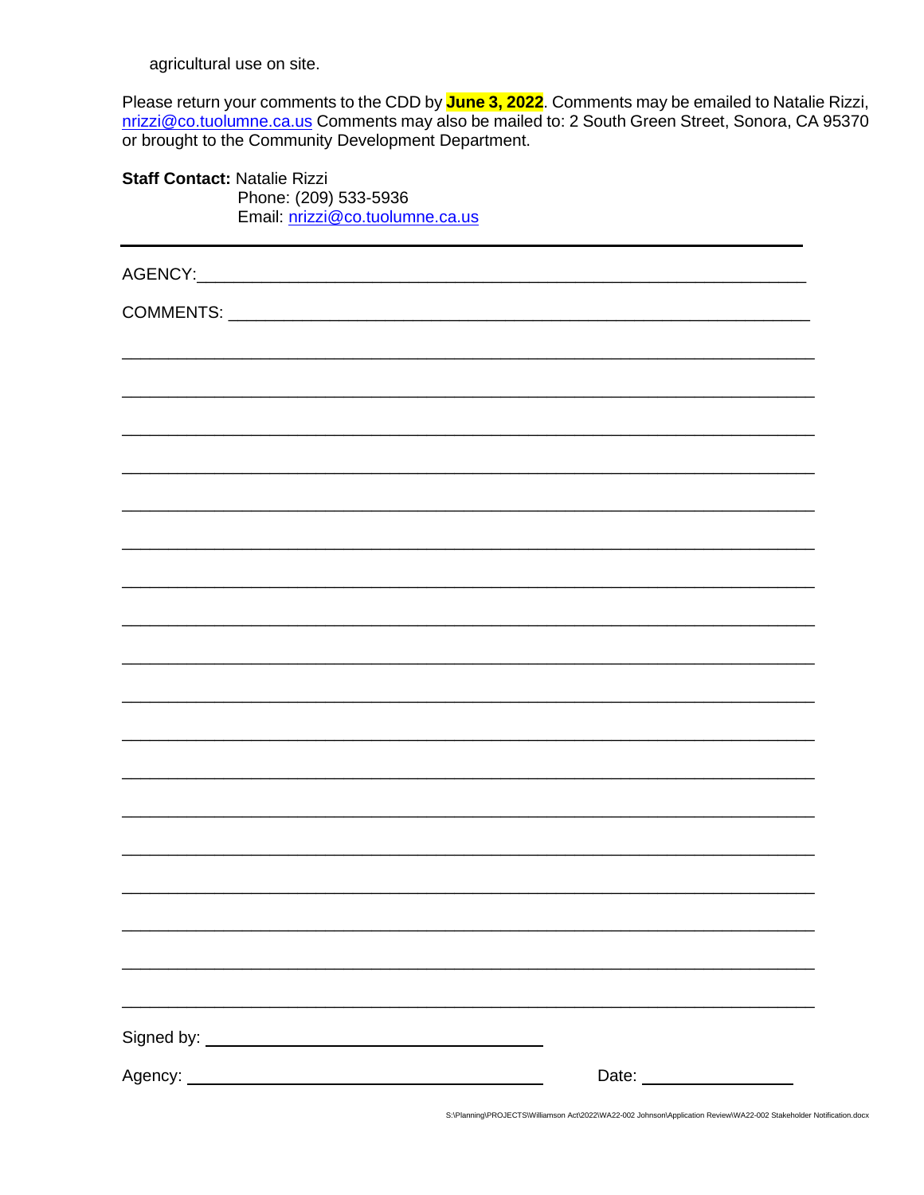agricultural use on site.

Please return your comments to the CDD by **June 3, 2022**. Comments may be emailed to Natalie Rizzi, nrizzi@co.tuolumne.ca.us Comments may also be mailed to: 2 South Green Street, Sonora, CA 95370 or brought to the Community Development Department.

**Staff Contact:** Natalie Rizzi
Phone: (209) 533-5936
Email: nrizzi@co.tuolumne.ca.us

---

AGENCY:_______________________________________________________________

COMMENTS: ____________________________________________________________

______________________________________________________________________

______________________________________________________________________

______________________________________________________________________

______________________________________________________________________

______________________________________________________________________

______________________________________________________________________

______________________________________________________________________

______________________________________________________________________

______________________________________________________________________

______________________________________________________________________

______________________________________________________________________

______________________________________________________________________

______________________________________________________________________

______________________________________________________________________

______________________________________________________________________

______________________________________________________________________

______________________________________________________________________

______________________________________________________________________

Signed by: ___________________________________

Agency: ____________________________________ Date: _______________

S:\Planning\PROJECTS\Williamson Act\2022\WA22-002 Johnson\Application Review\WA22-002 Stakeholder Notification.docx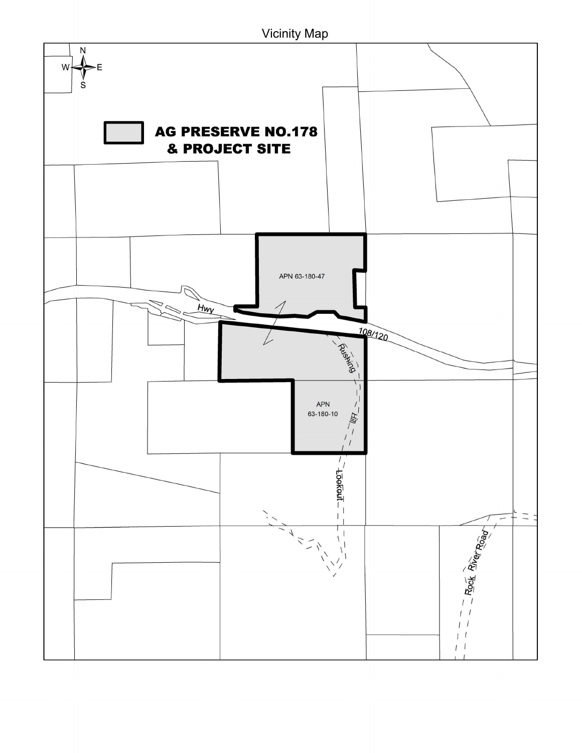# Vicinity Map

**AG PRESERVE NO.178 & PROJECT SITE**

APN 63-180-47

APN 63-180-10

Hwy 108/120

Rushing Hill Lookout

Rock River Road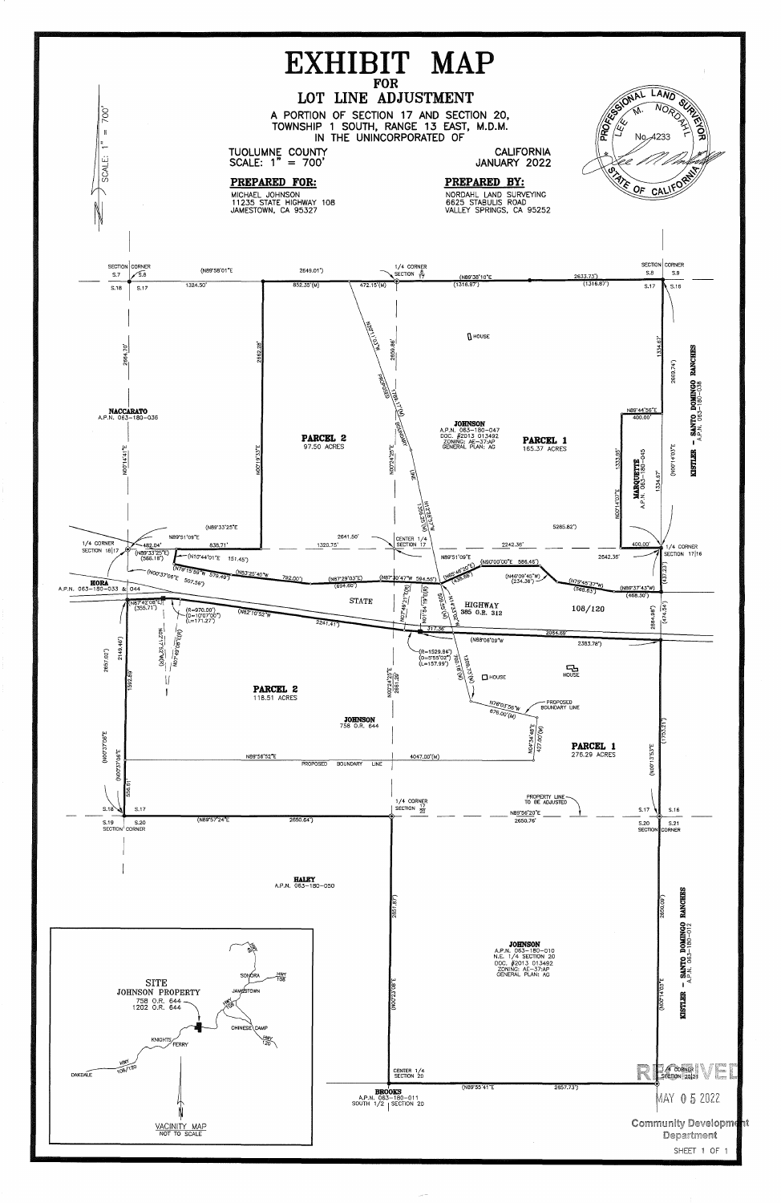# EXHIBIT MAP

## FOR

## LOT LINE ADJUSTMENT

A PORTION OF SECTION 17 AND SECTION 20,
TOWNSHIP 1 SOUTH, RANGE 13 EAST, M.D.M.
IN THE UNINCORPORATED OF

TUOLUMNE COUNTY — CALIFORNIA
SCALE: 1" = 700' — JANUARY 2022

**PREPARED FOR:**
MICHAEL JOHNSON
11235 STATE HIGHWAY 108
JAMESTOWN, CA 95327

**PREPARED BY:**
NORDAHL LAND SURVEYING
6625 STABULIS ROAD
VALLEY SPRINGS, CA 95252

PROFESSIONAL LAND SURVEYOR
LEE M. NORDAHL
No. 4233
STATE OF CALIFORNIA

SCALE: 1" = 700'

SECTION CORNER S.7 S.8 S.18 S.17
(N89°58'01"E 2649.01')
1324.50'
852.35'(M)
472.15'(M)
1/4 CORNER SECTION 8/17
(N89°38'10"E 2633.73')
(1316.87')
(1316.87')
SECTION CORNER S.8 S.9 S.17 S.16

NACCARATO
A.P.N. 063-180-036

2664.70'
N00°14'41"E
2662.28'
N00°19'33"E

PARCEL 2
97.50 ACRES

N07°12'01"W (M)
2659.86'
N00°24'25"E
1186.17'(M)
PROPOSED BOUNDARY LINE
1355.26'(M)
N17°32'57"W

HOUSE

JOHNSON
A.P.N. 063-180-047
DOC. #2013 013492
ZONING: AE-37:AP
GENERAL PLAN: AG

PARCEL 1
165.37 ACRES

N89°44'56"E 400.00'
MARQUETTE
A.P.N. 063-180-045
1334.67'
1333.86'
N00°14'03"E
1334.67'
2669.74'
N00°14'03"E
400.00'

KISTLER - SANTO DOMINGO RANCHES
A.P.N. 063-180-038

1/4 CORNER SECTION 18|17
482.04'
N89°51'09"E 838.71'
(N89°33'25"E)
(566.18')
(N89°33'25"E 2641.50')
1320.75'
CENTER 1/4 SECTION 17
N89°51'09"E
2242.36'
5285.82'
2642.36'
1/4 CORNER SECTION 17|16

(N10°44'01"E 151.45')
(N79°15'59"W 579.49')
(N83°25'40"W 792.00')
(N87°29'03"E) (694.60')
(N87°30'47"W 594.55')
(N00°37'06"E 507.56')
(N62°46'30"E) (435.58')
(N90°00'00"E 586.46')
(N46°09'45"W) (234.36')
(N79°45'37"W) (568.63')
(N89°37'43"W) (468.30')
(437.23')

HORA
A.P.N. 063-180-033 & 044

N87°42'08"E (355.71')
(R=970.00')
(Δ=10°07'00")
(L=171.27')
N07°49'08"W(M)
N07°47'23"W(M)
(N82°10'52"W 2247.41')

STATE HIGHWAY 385 O.R. 312
108/120

N02°48'21"E(M)
N07°54'19"E(M)
N14°35'53"W(M)
317.56'
(R=1529.84')
(Δ=5°55'02")
(L=157.99')
(N88°06'09"W 2064.66')
2383.78'
2264.98'
(474.54')

2149.46'
2657.02'
1592.89

PARCEL 2
118.51 ACRES

N00°24'25"E
2661.29'
328.00'(M)
1229.18'(M)

HOUSE
HOUSE

JOHNSON
758 O.R. 644

N76°03'56"W 676.00'(M)
PROPOSED BOUNDARY LINE
N04°34'48"E
427.00'(M)

PARCEL 1
276.29 ACRES

(1753.21')
(N00°13'53"E)
(N00°37'06"E)
(N00°37'06"E)
556.61'

N89°56'52"E PROPOSED BOUNDARY LINE 4047.00'(M)

S.18 S.17 S.19 S.20 SECTION CORNER
(N89°57'24"E 2650.64')
1/4 CORNER SECTION 17/20
PROPERTY LINE TO BE ADJUSTED
N89°56'20"E 2650.76'
S.17 S.16 S.20 S.21 SECTION CORNER

HALEY
A.P.N. 063-180-050

2651.87'
(N00°23'08"E)

JOHNSON
A.P.N. 063-180-010
N.E. 1/4 SECTION 20
DOC. #2013 013492
ZONING: AE-37:AP
GENERAL PLAN: AG

(2650.09')
(N00°14'03"E)

KISTLER - SANTO DOMINGO RANCHES
A.P.N. 063-180-012

CENTER 1/4 SECTION 20
(N89°55'41"E 2657.73')
1/4 CORNER SECTION 20|21

BROOKS
A.P.N. 063-180-011
SOUTH 1/2 | SECTION 20

SITE
JOHNSON PROPERTY
758 O.R. 644
1202 O.R. 644

HWY 49
SONORA
HWY 108
JAMESTOWN
HWY 108
CHINESE CAMP
HWY 120
KNIGHTS FERRY
HWY 108/120
OAKDALE

VICINITY MAP
NOT TO SCALE

RECEIVED
MAY 05 2022
Community Development Department

SHEET 1 OF 1